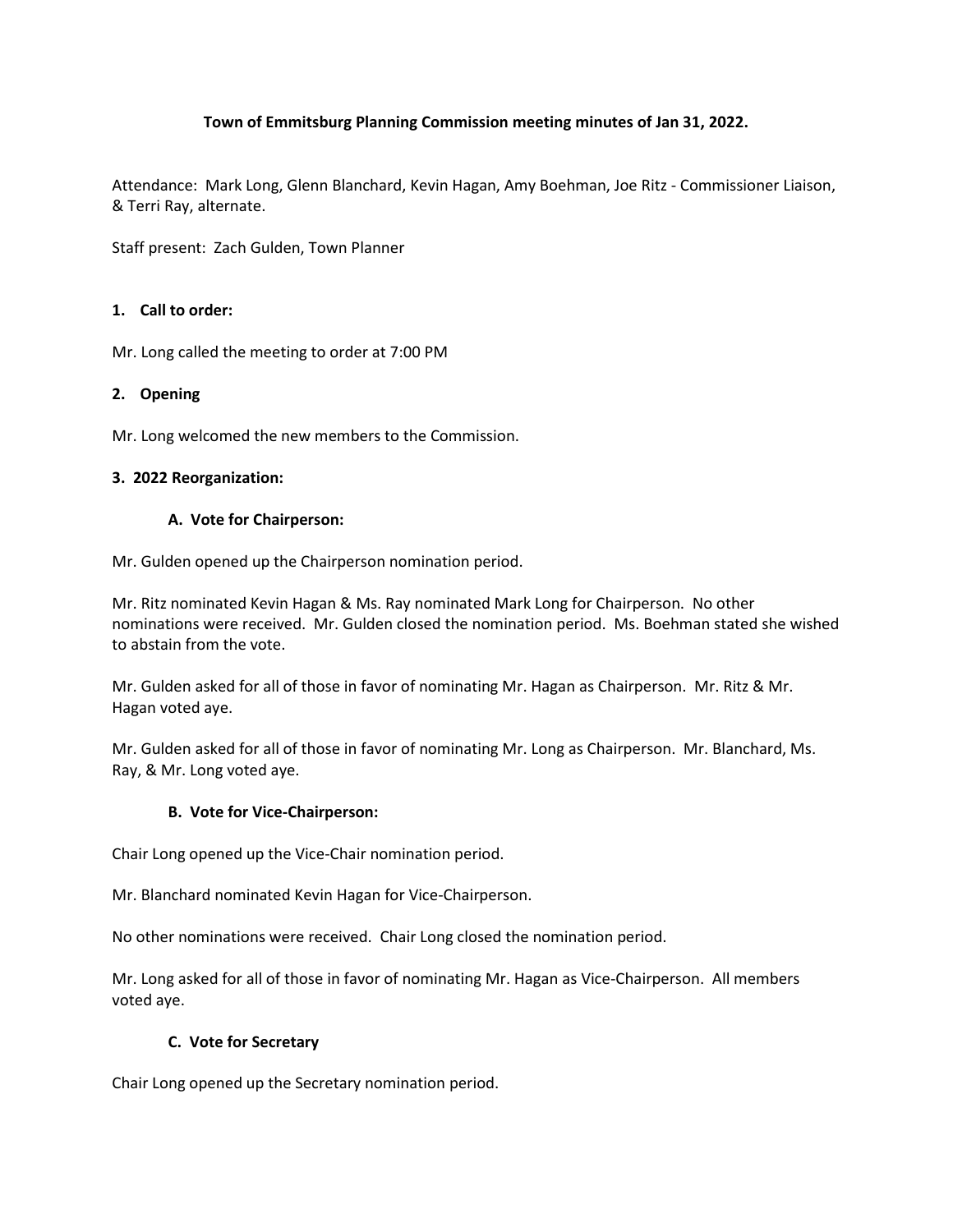**Town of Emmitsburg Planning Commission meeting minutes of Jan 31, 2022.**

Attendance: Mark Long, Glenn Blanchard, Kevin Hagan, Amy Boehman, Joe Ritz - Commissioner Liaison, & Terri Ray, alternate.

Staff present: Zach Gulden, Town Planner

**1. Call to order:**

Mr. Long called the meeting to order at 7:00 PM

**2. Opening**

Mr. Long welcomed the new members to the Commission.

**3. 2022 Reorganization:**

**A. Vote for Chairperson:**

Mr. Gulden opened up the Chairperson nomination period.

Mr. Ritz nominated Kevin Hagan & Ms. Ray nominated Mark Long for Chairperson. No other nominations were received. Mr. Gulden closed the nomination period. Ms. Boehman stated she wished to abstain from the vote.

Mr. Gulden asked for all of those in favor of nominating Mr. Hagan as Chairperson. Mr. Ritz & Mr. Hagan voted aye.

Mr. Gulden asked for all of those in favor of nominating Mr. Long as Chairperson. Mr. Blanchard, Ms. Ray, & Mr. Long voted aye.

**B. Vote for Vice-Chairperson:**

Chair Long opened up the Vice-Chair nomination period.

Mr. Blanchard nominated Kevin Hagan for Vice-Chairperson.

No other nominations were received. Chair Long closed the nomination period.

Mr. Long asked for all of those in favor of nominating Mr. Hagan as Vice-Chairperson. All members voted aye.

**C. Vote for Secretary**

Chair Long opened up the Secretary nomination period.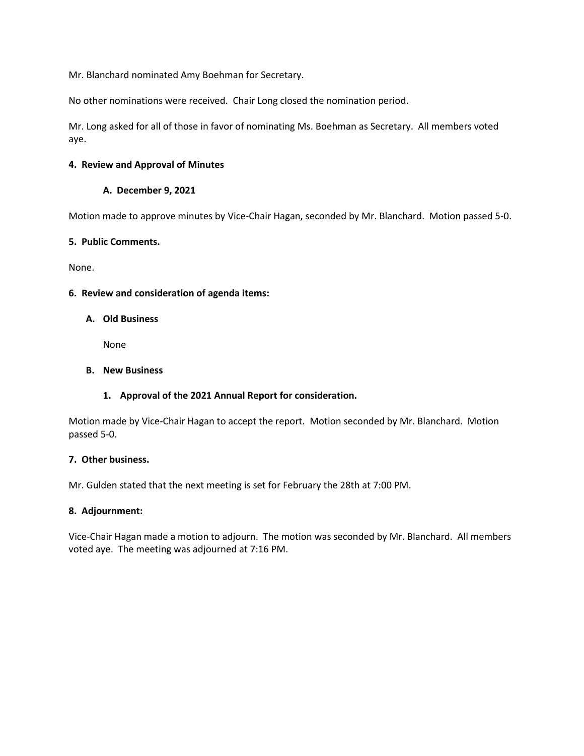Mr. Blanchard nominated Amy Boehman for Secretary.

No other nominations were received. Chair Long closed the nomination period.

Mr. Long asked for all of those in favor of nominating Ms. Boehman as Secretary. All members voted aye.

**4. Review and Approval of Minutes**

**A. December 9, 2021**

Motion made to approve minutes by Vice-Chair Hagan, seconded by Mr. Blanchard. Motion passed 5-0.

**5. Public Comments.**

None.

**6. Review and consideration of agenda items:**

**A. Old Business**

None

**B. New Business**

**1. Approval of the 2021 Annual Report for consideration.**

Motion made by Vice-Chair Hagan to accept the report. Motion seconded by Mr. Blanchard. Motion passed 5-0.

**7. Other business.**

Mr. Gulden stated that the next meeting is set for February the 28th at 7:00 PM.

**8. Adjournment:**

Vice-Chair Hagan made a motion to adjourn. The motion was seconded by Mr. Blanchard. All members voted aye. The meeting was adjourned at 7:16 PM.